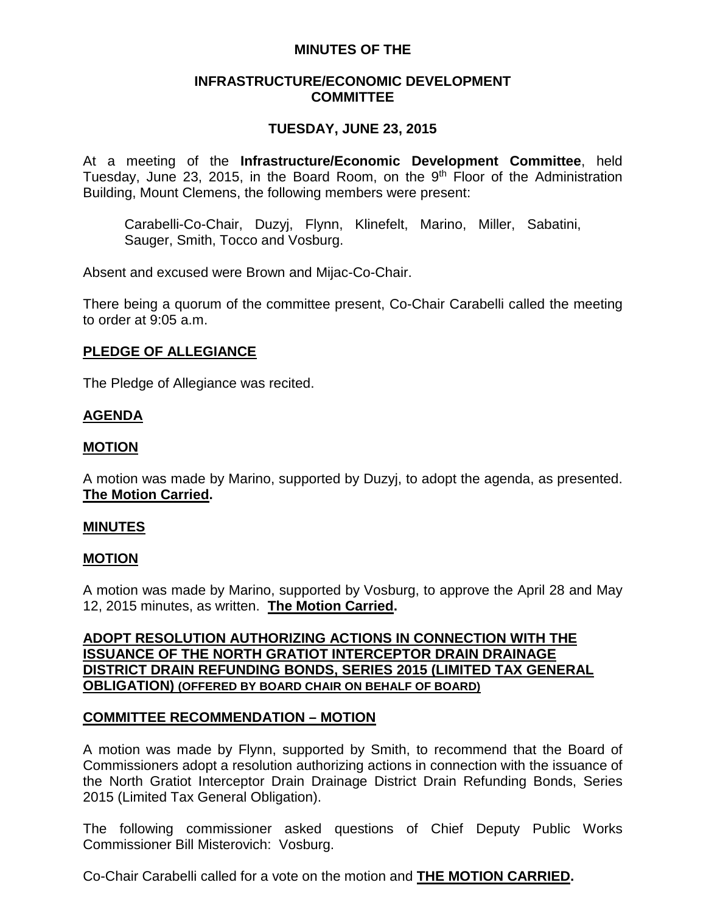**MINUTES OF THE**

**INFRASTRUCTURE/ECONOMIC DEVELOPMENT COMMITTEE**

**TUESDAY, JUNE 23, 2015**

At a meeting of the **Infrastructure/Economic Development Committee**, held Tuesday, June 23, 2015, in the Board Room, on the 9th Floor of the Administration Building, Mount Clemens, the following members were present:

> Carabelli-Co-Chair, Duzyj, Flynn, Klinefelt, Marino, Miller, Sabatini, Sauger, Smith, Tocco and Vosburg.

Absent and excused were Brown and Mijac-Co-Chair.

There being a quorum of the committee present, Co-Chair Carabelli called the meeting to order at 9:05 a.m.

**PLEDGE OF ALLEGIANCE**

The Pledge of Allegiance was recited.

**AGENDA**

**MOTION**

A motion was made by Marino, supported by Duzyj, to adopt the agenda, as presented. **The Motion Carried.**

**MINUTES**

**MOTION**

A motion was made by Marino, supported by Vosburg, to approve the April 28 and May 12, 2015 minutes, as written. **The Motion Carried.**

**ADOPT RESOLUTION AUTHORIZING ACTIONS IN CONNECTION WITH THE ISSUANCE OF THE NORTH GRATIOT INTERCEPTOR DRAIN DRAINAGE DISTRICT DRAIN REFUNDING BONDS, SERIES 2015 (LIMITED TAX GENERAL OBLIGATION) (OFFERED BY BOARD CHAIR ON BEHALF OF BOARD)**

**COMMITTEE RECOMMENDATION – MOTION**

A motion was made by Flynn, supported by Smith, to recommend that the Board of Commissioners adopt a resolution authorizing actions in connection with the issuance of the North Gratiot Interceptor Drain Drainage District Drain Refunding Bonds, Series 2015 (Limited Tax General Obligation).

The following commissioner asked questions of Chief Deputy Public Works Commissioner Bill Misterovich: Vosburg.

Co-Chair Carabelli called for a vote on the motion and **THE MOTION CARRIED.**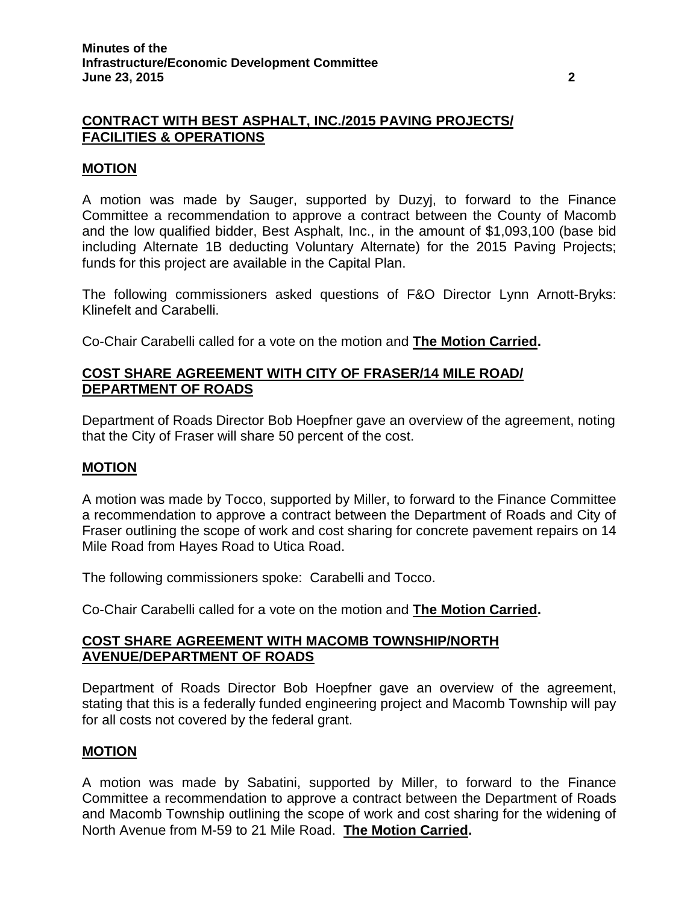## CONTRACT WITH BEST ASPHALT, INC./2015 PAVING PROJECTS/ FACILITIES & OPERATIONS

### MOTION

A motion was made by Sauger, supported by Duzyj, to forward to the Finance Committee a recommendation to approve a contract between the County of Macomb and the low qualified bidder, Best Asphalt, Inc., in the amount of $1,093,100 (base bid including Alternate 1B deducting Voluntary Alternate) for the 2015 Paving Projects; funds for this project are available in the Capital Plan.

The following commissioners asked questions of F&O Director Lynn Arnott-Bryks: Klinefelt and Carabelli.

Co-Chair Carabelli called for a vote on the motion and **The Motion Carried.**

## COST SHARE AGREEMENT WITH CITY OF FRASER/14 MILE ROAD/ DEPARTMENT OF ROADS

Department of Roads Director Bob Hoepfner gave an overview of the agreement, noting that the City of Fraser will share 50 percent of the cost.

### MOTION

A motion was made by Tocco, supported by Miller, to forward to the Finance Committee a recommendation to approve a contract between the Department of Roads and City of Fraser outlining the scope of work and cost sharing for concrete pavement repairs on 14 Mile Road from Hayes Road to Utica Road.

The following commissioners spoke: Carabelli and Tocco.

Co-Chair Carabelli called for a vote on the motion and **The Motion Carried.**

## COST SHARE AGREEMENT WITH MACOMB TOWNSHIP/NORTH AVENUE/DEPARTMENT OF ROADS

Department of Roads Director Bob Hoepfner gave an overview of the agreement, stating that this is a federally funded engineering project and Macomb Township will pay for all costs not covered by the federal grant.

### MOTION

A motion was made by Sabatini, supported by Miller, to forward to the Finance Committee a recommendation to approve a contract between the Department of Roads and Macomb Township outlining the scope of work and cost sharing for the widening of North Avenue from M-59 to 21 Mile Road. **The Motion Carried.**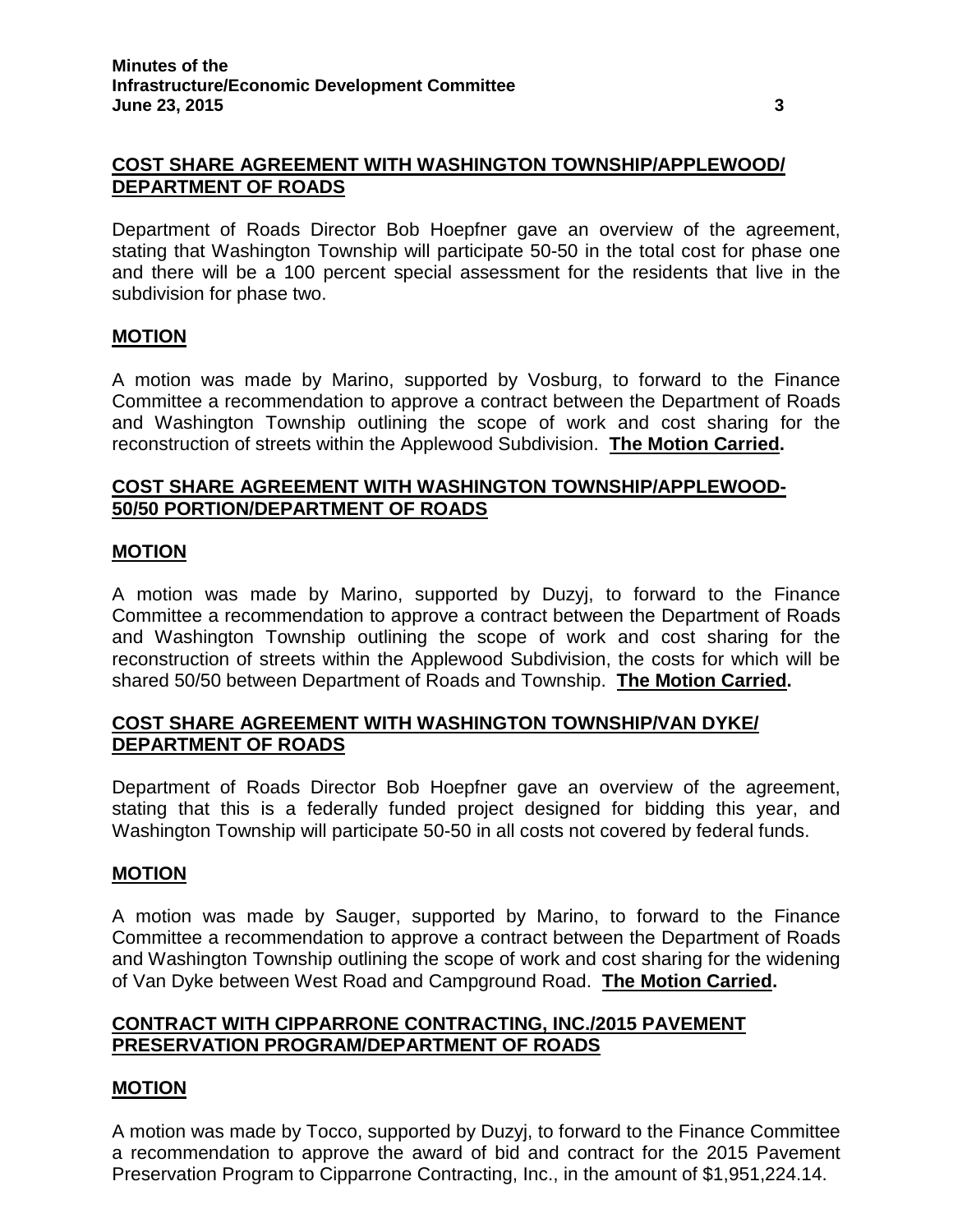## COST SHARE AGREEMENT WITH WASHINGTON TOWNSHIP/APPLEWOOD/ DEPARTMENT OF ROADS

Department of Roads Director Bob Hoepfner gave an overview of the agreement, stating that Washington Township will participate 50-50 in the total cost for phase one and there will be a 100 percent special assessment for the residents that live in the subdivision for phase two.

## MOTION

A motion was made by Marino, supported by Vosburg, to forward to the Finance Committee a recommendation to approve a contract between the Department of Roads and Washington Township outlining the scope of work and cost sharing for the reconstruction of streets within the Applewood Subdivision. **The Motion Carried.**

## COST SHARE AGREEMENT WITH WASHINGTON TOWNSHIP/APPLEWOOD-50/50 PORTION/DEPARTMENT OF ROADS

## MOTION

A motion was made by Marino, supported by Duzyj, to forward to the Finance Committee a recommendation to approve a contract between the Department of Roads and Washington Township outlining the scope of work and cost sharing for the reconstruction of streets within the Applewood Subdivision, the costs for which will be shared 50/50 between Department of Roads and Township. **The Motion Carried.**

## COST SHARE AGREEMENT WITH WASHINGTON TOWNSHIP/VAN DYKE/ DEPARTMENT OF ROADS

Department of Roads Director Bob Hoepfner gave an overview of the agreement, stating that this is a federally funded project designed for bidding this year, and Washington Township will participate 50-50 in all costs not covered by federal funds.

## MOTION

A motion was made by Sauger, supported by Marino, to forward to the Finance Committee a recommendation to approve a contract between the Department of Roads and Washington Township outlining the scope of work and cost sharing for the widening of Van Dyke between West Road and Campground Road. **The Motion Carried.**

## CONTRACT WITH CIPPARRONE CONTRACTING, INC./2015 PAVEMENT PRESERVATION PROGRAM/DEPARTMENT OF ROADS

## MOTION

A motion was made by Tocco, supported by Duzyj, to forward to the Finance Committee a recommendation to approve the award of bid and contract for the 2015 Pavement Preservation Program to Cipparrone Contracting, Inc., in the amount of $1,951,224.14.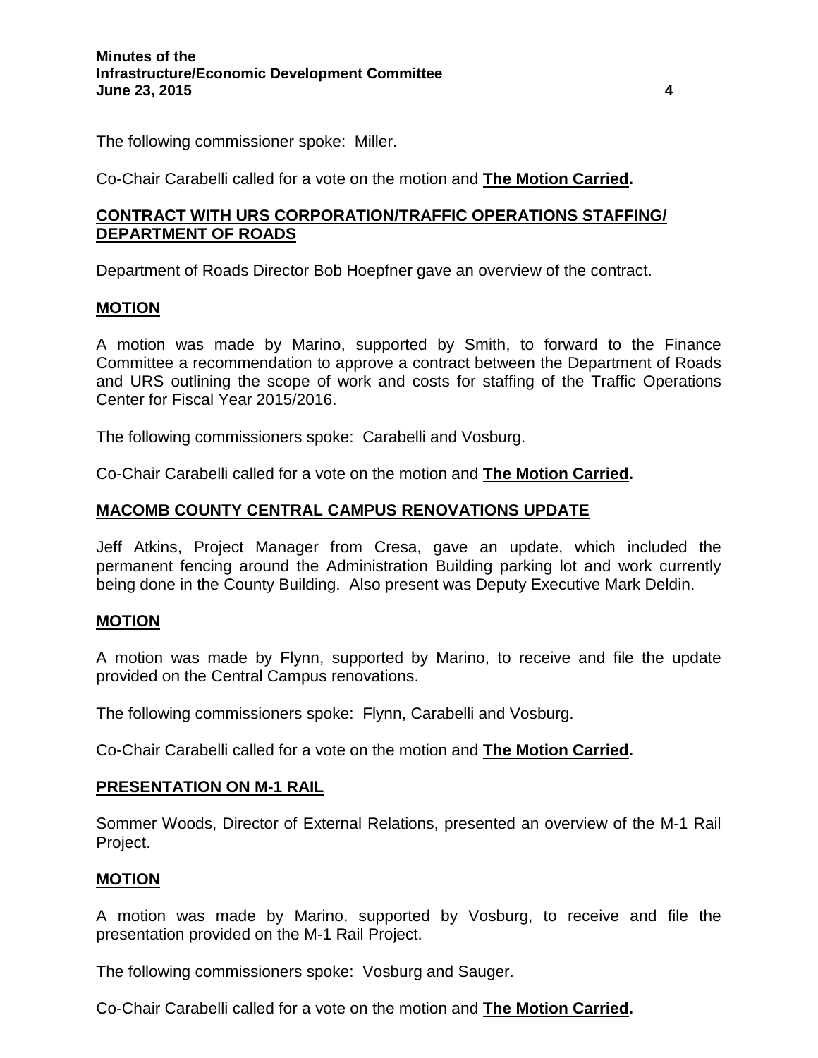The following commissioner spoke: Miller.

Co-Chair Carabelli called for a vote on the motion and **The Motion Carried.**

## CONTRACT WITH URS CORPORATION/TRAFFIC OPERATIONS STAFFING/ DEPARTMENT OF ROADS

Department of Roads Director Bob Hoepfner gave an overview of the contract.

### MOTION

A motion was made by Marino, supported by Smith, to forward to the Finance Committee a recommendation to approve a contract between the Department of Roads and URS outlining the scope of work and costs for staffing of the Traffic Operations Center for Fiscal Year 2015/2016.

The following commissioners spoke: Carabelli and Vosburg.

Co-Chair Carabelli called for a vote on the motion and **The Motion Carried.**

## MACOMB COUNTY CENTRAL CAMPUS RENOVATIONS UPDATE

Jeff Atkins, Project Manager from Cresa, gave an update, which included the permanent fencing around the Administration Building parking lot and work currently being done in the County Building. Also present was Deputy Executive Mark Deldin.

### MOTION

A motion was made by Flynn, supported by Marino, to receive and file the update provided on the Central Campus renovations.

The following commissioners spoke: Flynn, Carabelli and Vosburg.

Co-Chair Carabelli called for a vote on the motion and **The Motion Carried.**

## PRESENTATION ON M-1 RAIL

Sommer Woods, Director of External Relations, presented an overview of the M-1 Rail Project.

### MOTION

A motion was made by Marino, supported by Vosburg, to receive and file the presentation provided on the M-1 Rail Project.

The following commissioners spoke: Vosburg and Sauger.

Co-Chair Carabelli called for a vote on the motion and **The Motion Carried.**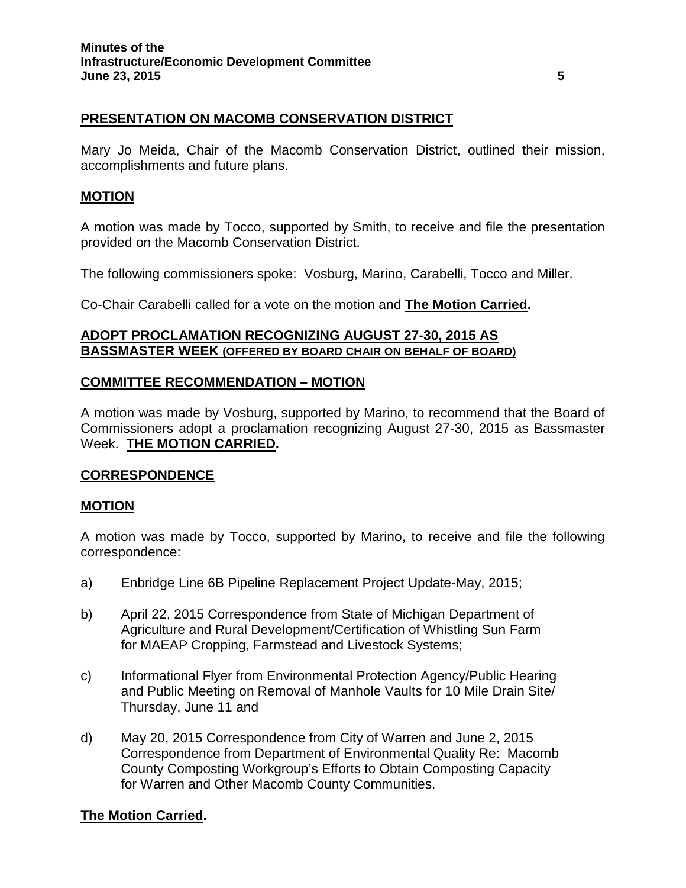## PRESENTATION ON MACOMB CONSERVATION DISTRICT

Mary Jo Meida, Chair of the Macomb Conservation District, outlined their mission, accomplishments and future plans.

## MOTION

A motion was made by Tocco, supported by Smith, to receive and file the presentation provided on the Macomb Conservation District.

The following commissioners spoke: Vosburg, Marino, Carabelli, Tocco and Miller.

Co-Chair Carabelli called for a vote on the motion and **The Motion Carried.**

## ADOPT PROCLAMATION RECOGNIZING AUGUST 27-30, 2015 AS BASSMASTER WEEK (OFFERED BY BOARD CHAIR ON BEHALF OF BOARD)

## COMMITTEE RECOMMENDATION – MOTION

A motion was made by Vosburg, supported by Marino, to recommend that the Board of Commissioners adopt a proclamation recognizing August 27-30, 2015 as Bassmaster Week. **THE MOTION CARRIED.**

## CORRESPONDENCE

## MOTION

A motion was made by Tocco, supported by Marino, to receive and file the following correspondence:

a) Enbridge Line 6B Pipeline Replacement Project Update-May, 2015;

b) April 22, 2015 Correspondence from State of Michigan Department of Agriculture and Rural Development/Certification of Whistling Sun Farm for MAEAP Cropping, Farmstead and Livestock Systems;

c) Informational Flyer from Environmental Protection Agency/Public Hearing and Public Meeting on Removal of Manhole Vaults for 10 Mile Drain Site/ Thursday, June 11 and

d) May 20, 2015 Correspondence from City of Warren and June 2, 2015 Correspondence from Department of Environmental Quality Re: Macomb County Composting Workgroup's Efforts to Obtain Composting Capacity for Warren and Other Macomb County Communities.

**The Motion Carried.**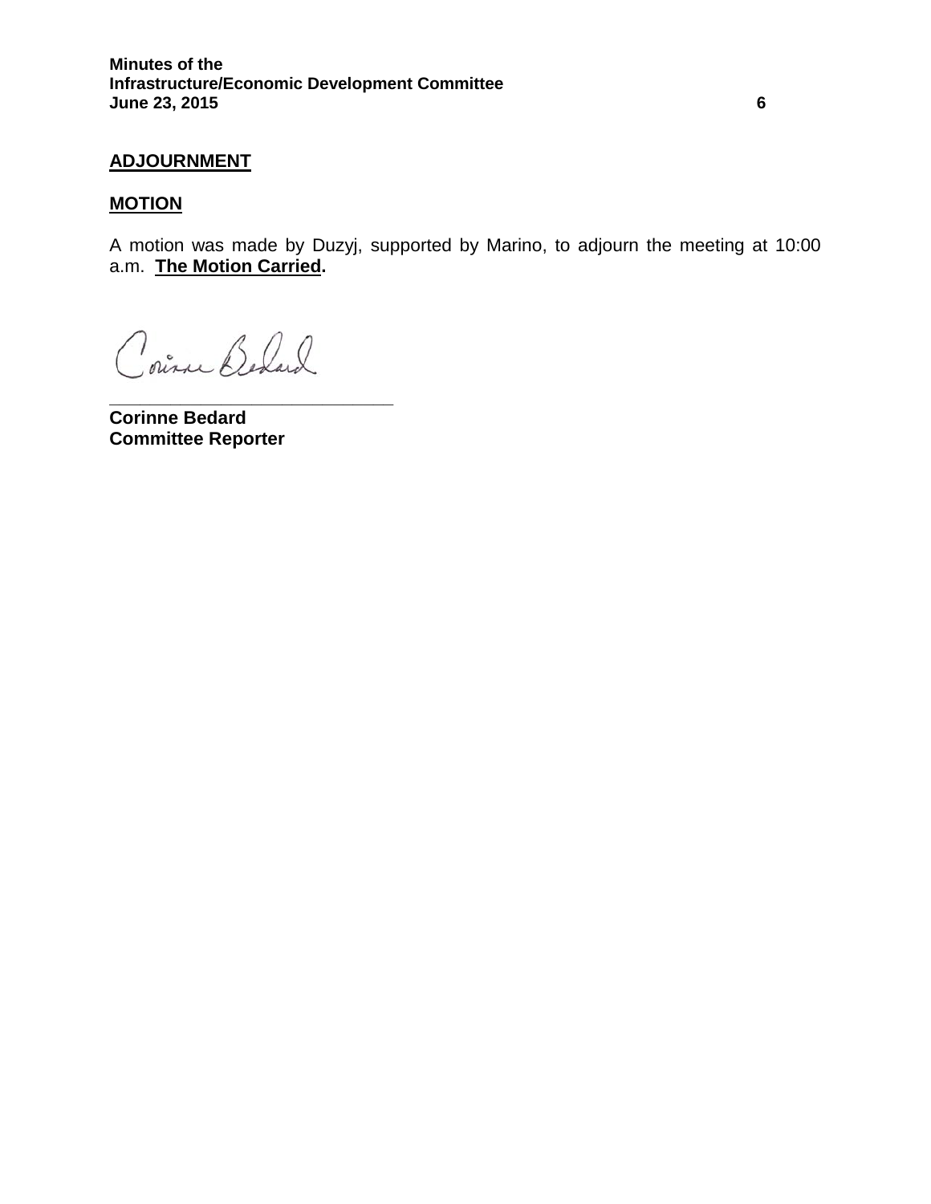**ADJOURNMENT**

**MOTION**

A motion was made by Duzyj, supported by Marino, to adjourn the meeting at 10:00 a.m. **The Motion Carried.**

\_\_\_\_\_\_\_\_\_\_\_\_\_\_\_\_\_\_\_\_\_\_\_\_\_\_\_\_\_\_

**Corinne Bedard**
**Committee Reporter**